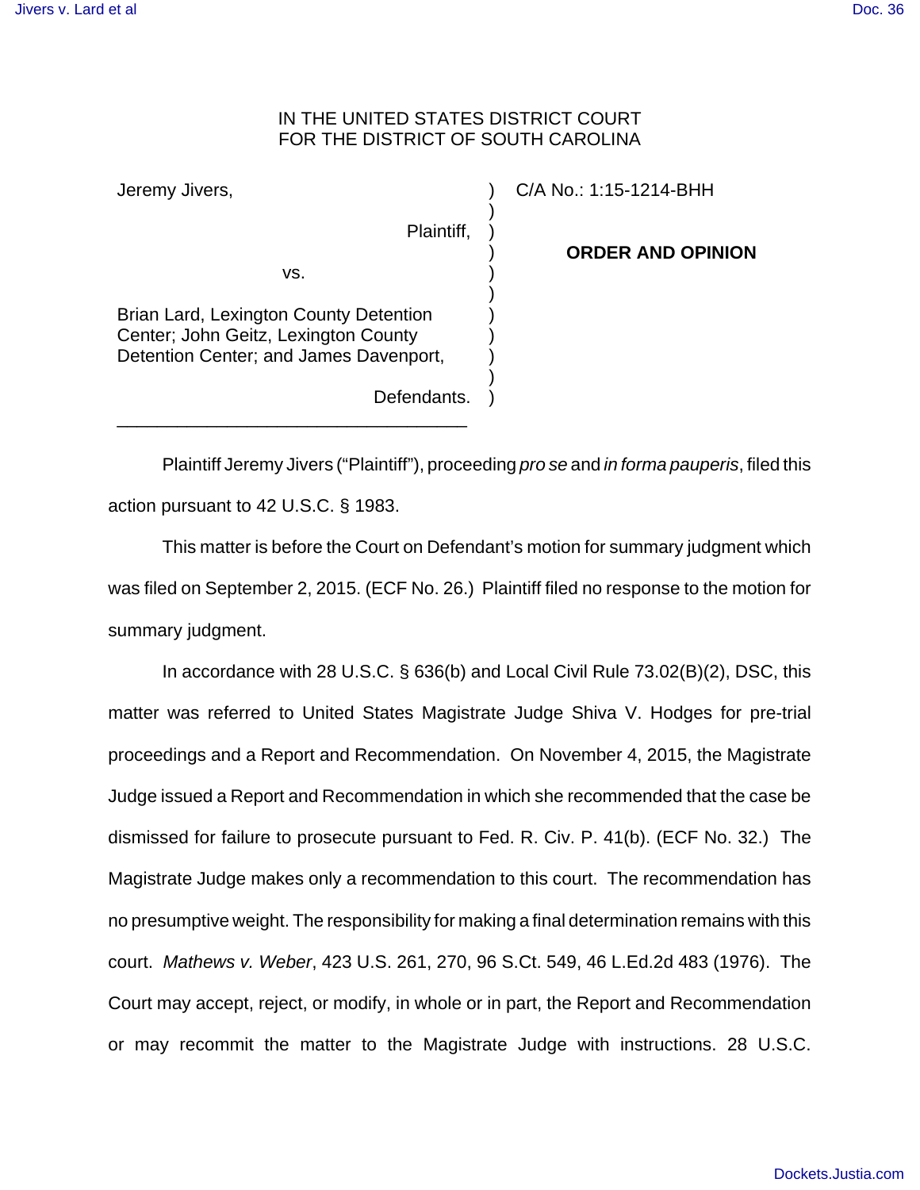IN THE UNITED STATES DISTRICT COURT
FOR THE DISTRICT OF SOUTH CAROLINA

Jeremy Jivers,

Plaintiff,

vs.

Brian Lard, Lexington County Detention Center; John Geitz, Lexington County Detention Center; and James Davenport,

Defendants.

C/A No.: 1:15-1214-BHH

**ORDER AND OPINION**

---

Plaintiff Jeremy Jivers ("Plaintiff"), proceeding *pro se* and *in forma pauperis*, filed this action pursuant to 42 U.S.C. § 1983.

This matter is before the Court on Defendant's motion for summary judgment which was filed on September 2, 2015. (ECF No. 26.) Plaintiff filed no response to the motion for summary judgment.

In accordance with 28 U.S.C. § 636(b) and Local Civil Rule 73.02(B)(2), DSC, this matter was referred to United States Magistrate Judge Shiva V. Hodges for pre-trial proceedings and a Report and Recommendation. On November 4, 2015, the Magistrate Judge issued a Report and Recommendation in which she recommended that the case be dismissed for failure to prosecute pursuant to Fed. R. Civ. P. 41(b). (ECF No. 32.) The Magistrate Judge makes only a recommendation to this court. The recommendation has no presumptive weight. The responsibility for making a final determination remains with this court. *Mathews v. Weber*, 423 U.S. 261, 270, 96 S.Ct. 549, 46 L.Ed.2d 483 (1976). The Court may accept, reject, or modify, in whole or in part, the Report and Recommendation or may recommit the matter to the Magistrate Judge with instructions. 28 U.S.C.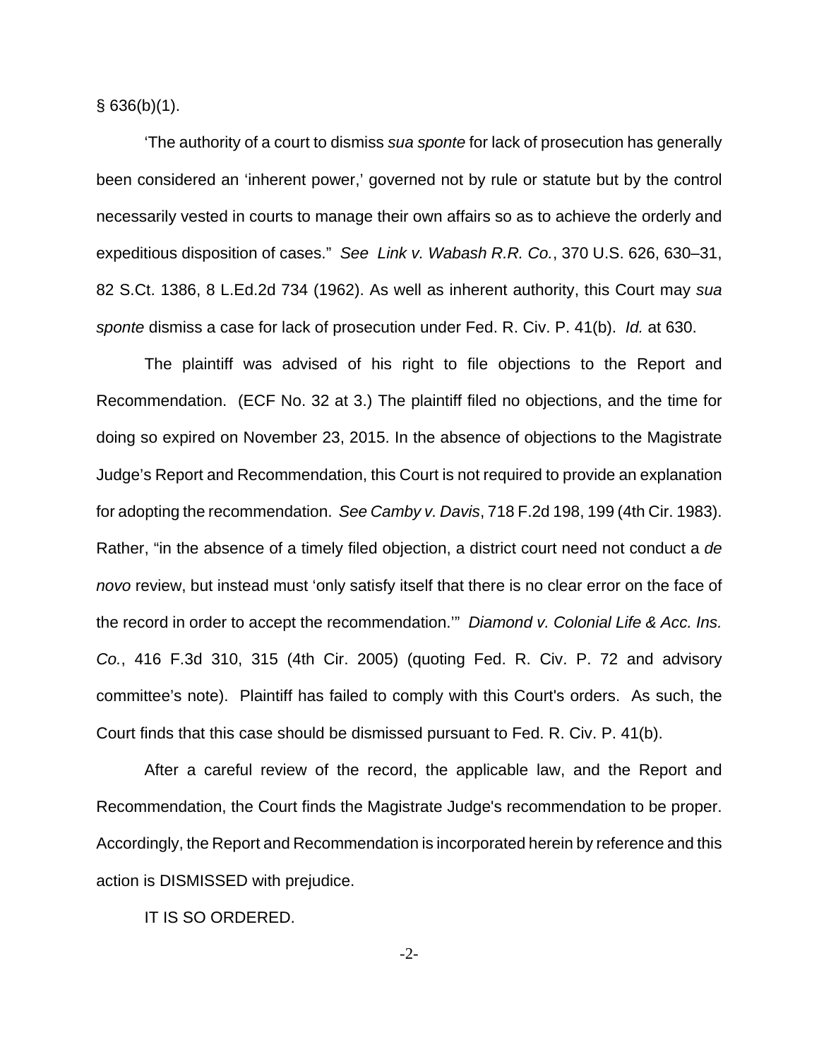§ 636(b)(1).

'The authority of a court to dismiss *sua sponte* for lack of prosecution has generally been considered an 'inherent power,' governed not by rule or statute but by the control necessarily vested in courts to manage their own affairs so as to achieve the orderly and expeditious disposition of cases." *See Link v. Wabash R.R. Co.*, 370 U.S. 626, 630–31, 82 S.Ct. 1386, 8 L.Ed.2d 734 (1962). As well as inherent authority, this Court may *sua sponte* dismiss a case for lack of prosecution under Fed. R. Civ. P. 41(b). *Id.* at 630.

The plaintiff was advised of his right to file objections to the Report and Recommendation. (ECF No. 32 at 3.) The plaintiff filed no objections, and the time for doing so expired on November 23, 2015. In the absence of objections to the Magistrate Judge's Report and Recommendation, this Court is not required to provide an explanation for adopting the recommendation. *See Camby v. Davis*, 718 F.2d 198, 199 (4th Cir. 1983). Rather, "in the absence of a timely filed objection, a district court need not conduct a *de novo* review, but instead must 'only satisfy itself that there is no clear error on the face of the record in order to accept the recommendation.'" *Diamond v. Colonial Life & Acc. Ins. Co.*, 416 F.3d 310, 315 (4th Cir. 2005) (quoting Fed. R. Civ. P. 72 and advisory committee's note). Plaintiff has failed to comply with this Court's orders. As such, the Court finds that this case should be dismissed pursuant to Fed. R. Civ. P. 41(b).

After a careful review of the record, the applicable law, and the Report and Recommendation, the Court finds the Magistrate Judge's recommendation to be proper. Accordingly, the Report and Recommendation is incorporated herein by reference and this action is DISMISSED with prejudice.

IT IS SO ORDERED.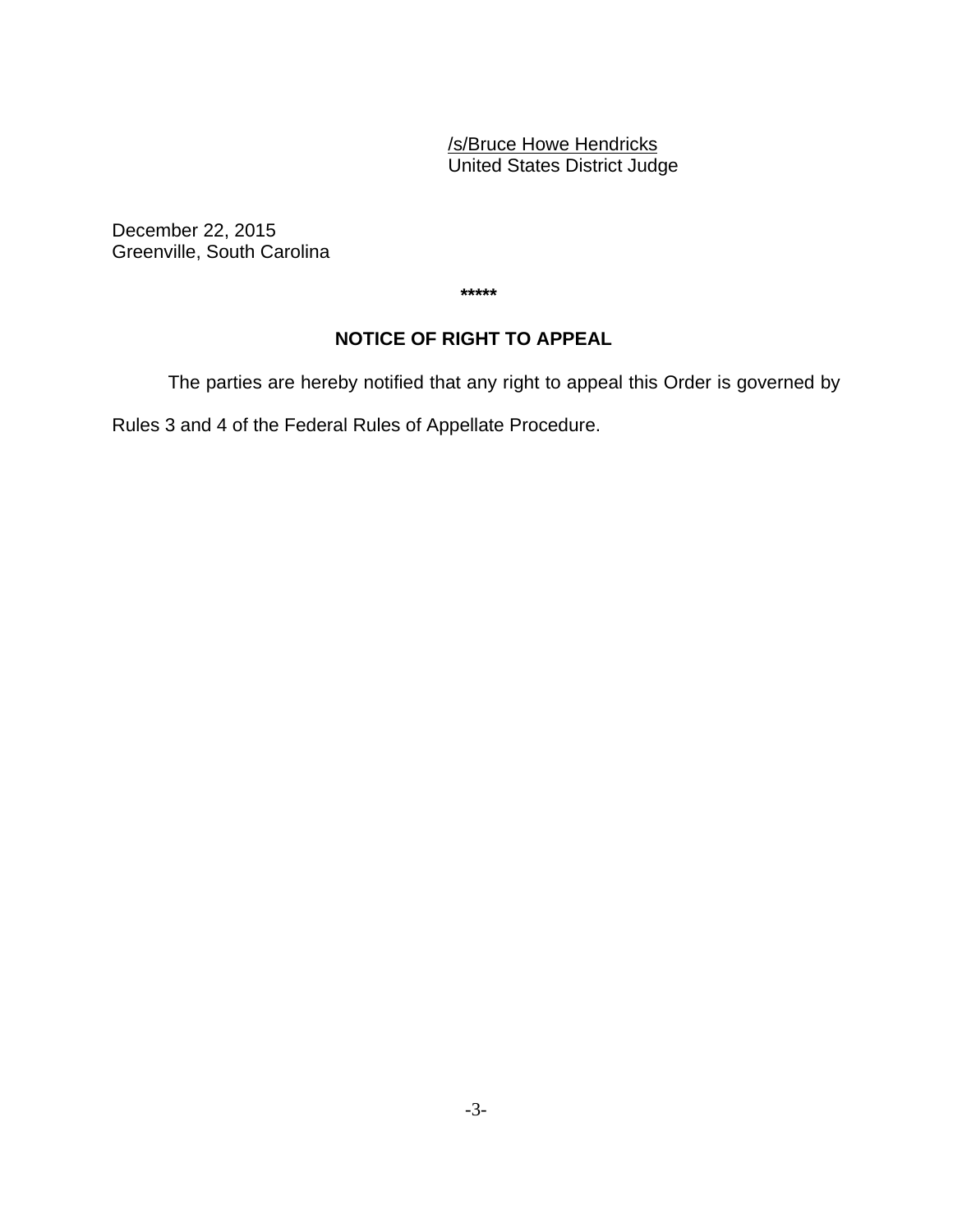/s/Bruce Howe Hendricks
United States District Judge

December 22, 2015
Greenville, South Carolina

*****

**NOTICE OF RIGHT TO APPEAL**

The parties are hereby notified that any right to appeal this Order is governed by Rules 3 and 4 of the Federal Rules of Appellate Procedure.